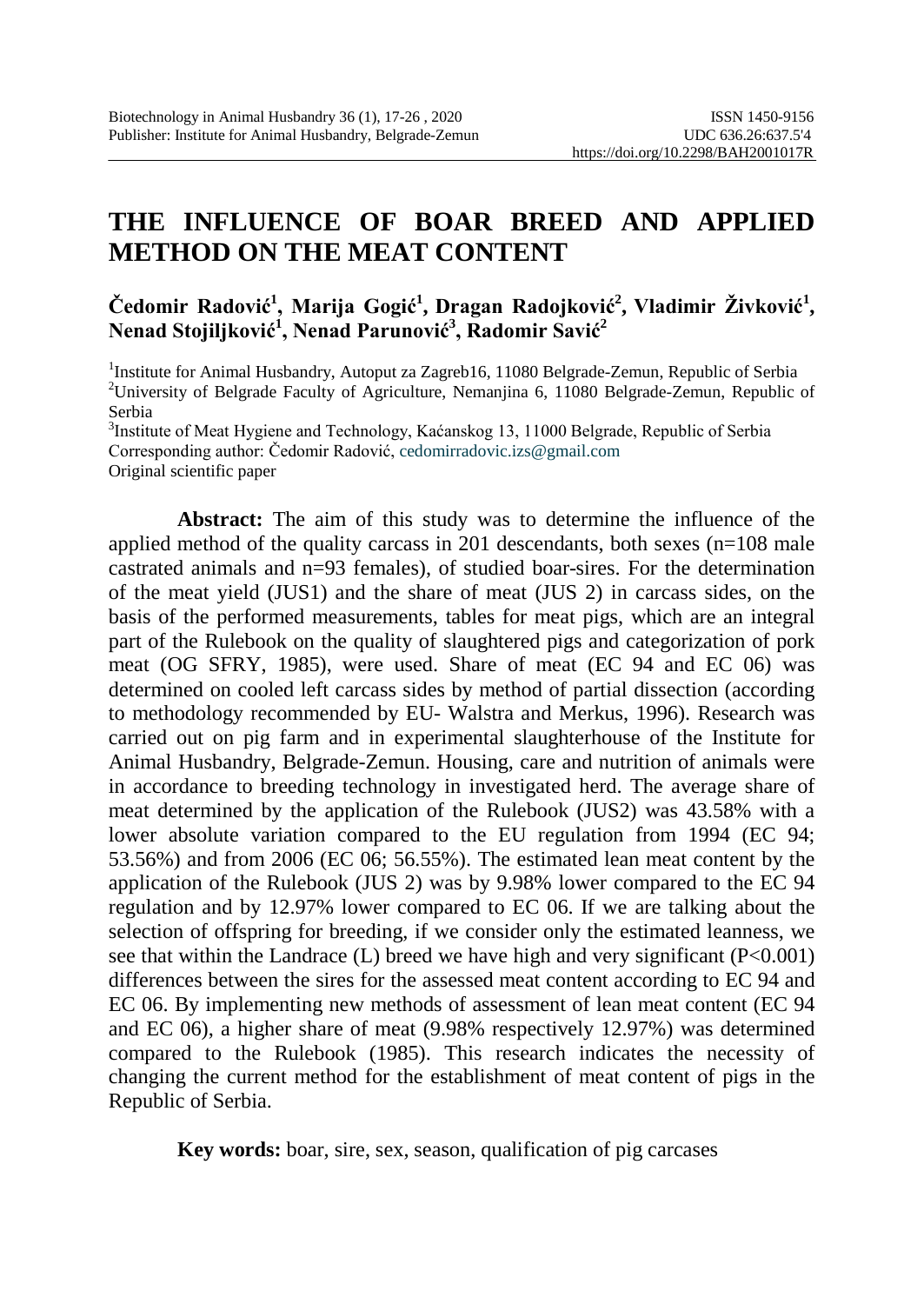# THE INFLUENCE OF BOAR BREED AND APPLIED METHOD ON THE MEAT CONTENT

**Čedomir Radović[1], Marija Gogić[1], Dragan Radojković[2], Vladimir Živković[1], Nenad Stojiljković[1], Nenad Parunović[3], Radomir Savić[2]**

[1]Institute for Animal Husbandry, Autoput za Zagreb16, 11080 Belgrade-Zemun, Republic of Serbia
[2]University of Belgrade Faculty of Agriculture, Nemanjina 6, 11080 Belgrade-Zemun, Republic of Serbia
[3]Institute of Meat Hygiene and Technology, Kaćanskog 13, 11000 Belgrade, Republic of Serbia
Corresponding author: Čedomir Radović, cedomirradovic.izs@gmail.com
Original scientific paper

**Abstract:** The aim of this study was to determine the influence of the applied method of the quality carcass in 201 descendants, both sexes (n=108 male castrated animals and n=93 females), of studied boar-sires. For the determination of the meat yield (JUS1) and the share of meat (JUS 2) in carcass sides, on the basis of the performed measurements, tables for meat pigs, which are an integral part of the Rulebook on the quality of slaughtered pigs and categorization of pork meat (OG SFRY, 1985), were used. Share of meat (EC 94 and EC 06) was determined on cooled left carcass sides by method of partial dissection (according to methodolijy recommended by EU- Walstra and Merkus, 1996). Research was carried out on pig farm and in experimental slaughterhouse of the Institute for Animal Husbandry, Belgrade-Zemun. Housing, care and nutrition of animals were in accordance to breeding technology in investigated herd. The average share of meat determined by the application of the Rulebook (JUS2) was 43.58% with a lower absolute variation compared to the EU regulation from 1994 (EC 94; 53.56%) and from 2006 (EC 06; 56.55%). The estimated lean meat content by the application of the Rulebook (JUS 2) was by 9.98% lower compared to the EC 94 regulation and by 12.97% lower compared to EC 06. If we are talking about the selection of offspring for breeding, if we consider only the estimated leanness, we see that within the Landrace (L) breed we have high and very significant ($P<0.001$) differences between the sires for the assessed meat content according to EC 94 and EC 06. By implementing new methods of assessment of lean meat content (EC 94 and EC 06), a higher share of meat (9.98% respectively 12.97%) was determined compared to the Rulebook (1985). This research indicates the necessity of changing the current method for the establishment of meat content of pigs in the Republic of Serbia.

**Key words:** boar, sire, sex, season, qualification of pig carcases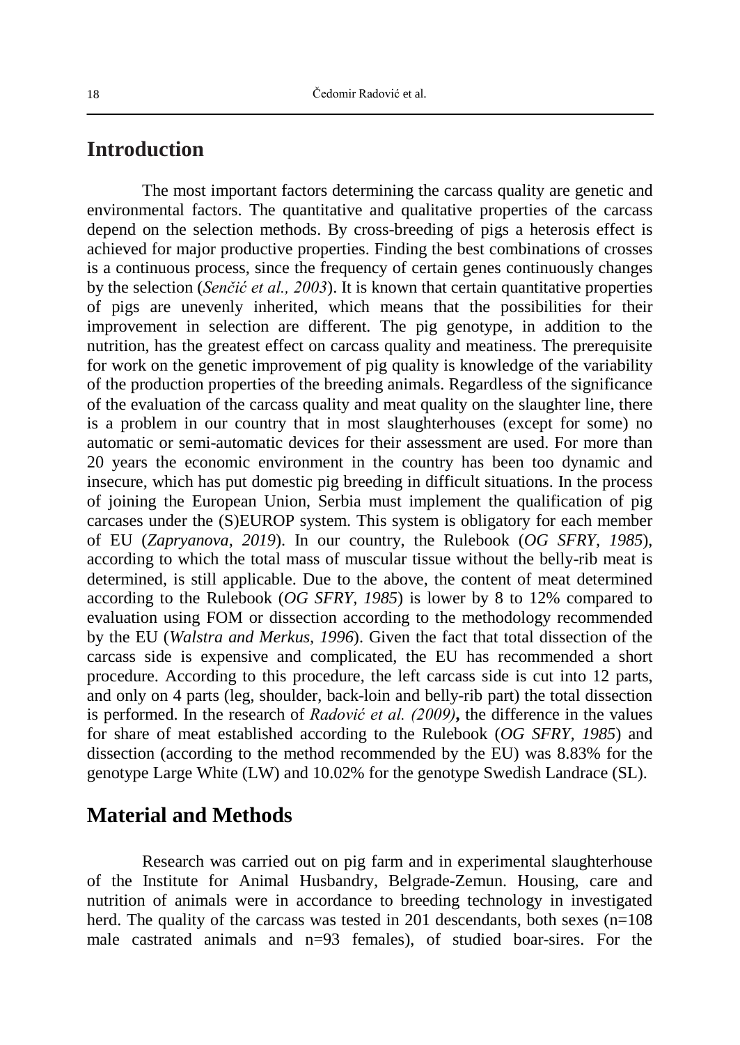## Introduction

The most important factors determining the carcass quality are genetic and environmental factors. The quantitative and qualitative properties of the carcass depend on the selection methods. By cross-breeding of pigs a heterosis effect is achieved for major productive properties. Finding the best combinations of crosses is a continuous process, since the frequency of certain genes continuously changes by the selection (*Senčić et al., 2003*). It is known that certain quantitative properties of pigs are unevenly inherited, which means that the possibilities for their improvement in selection are different. The pig genotype, in addition to the nutrition, has the greatest effect on carcass quality and meatiness. The prerequisite for work on the genetic improvement of pig quality is knowledge of the variability of the production properties of the breeding animals. Regardless of the significance of the evaluation of the carcass quality and meat quality on the slaughter line, there is a problem in our country that in most slaughterhouses (except for some) no automatic or semi-automatic devices for their assessment are used. For more than 20 years the economic environment in the country has been too dynamic and insecure, which has put domestic pig breeding in difficult situations. In the process of joining the European Union, Serbia must implement the qualification of pig carcases under the (S)EUROP system. This system is obligatory for each member of EU (*Zapryanova, 2019*). In our country, the Rulebook (*OG SFRY, 1985*), according to which the total mass of muscular tissue without the belly-rib meat is determined, is still applicable. Due to the above, the content of meat determined according to the Rulebook (*OG SFRY, 1985*) is lower by 8 to 12% compared to evaluation using FOM or dissection according to the methodology recommended by the EU (*Walstra and Merkus, 1996*). Given the fact that total dissection of the carcass side is expensive and complicated, the EU has recommended a short procedure. According to this procedure, the left carcass side is cut into 12 parts, and only on 4 parts (leg, shoulder, back-loin and belly-rib part) the total dissection is performed. In the research of *Radović et al. (2009)*, the difference in the values for share of meat established according to the Rulebook (*OG SFRY, 1985*) and dissection (according to the method recommended by the EU) was 8.83% for the genotype Large White (LW) and 10.02% for the genotype Swedish Landrace (SL).

## Material and Methods

Research was carried out on pig farm and in experimental slaughterhouse of the Institute for Animal Husbandry, Belgrade-Zemun. Housing, care and nutrition of animals were in accordance to breeding technology in investigated herd. The quality of the carcass was tested in 201 descendants, both sexes (n=108 male castrated animals and n=93 females), of studied boar-sires. For the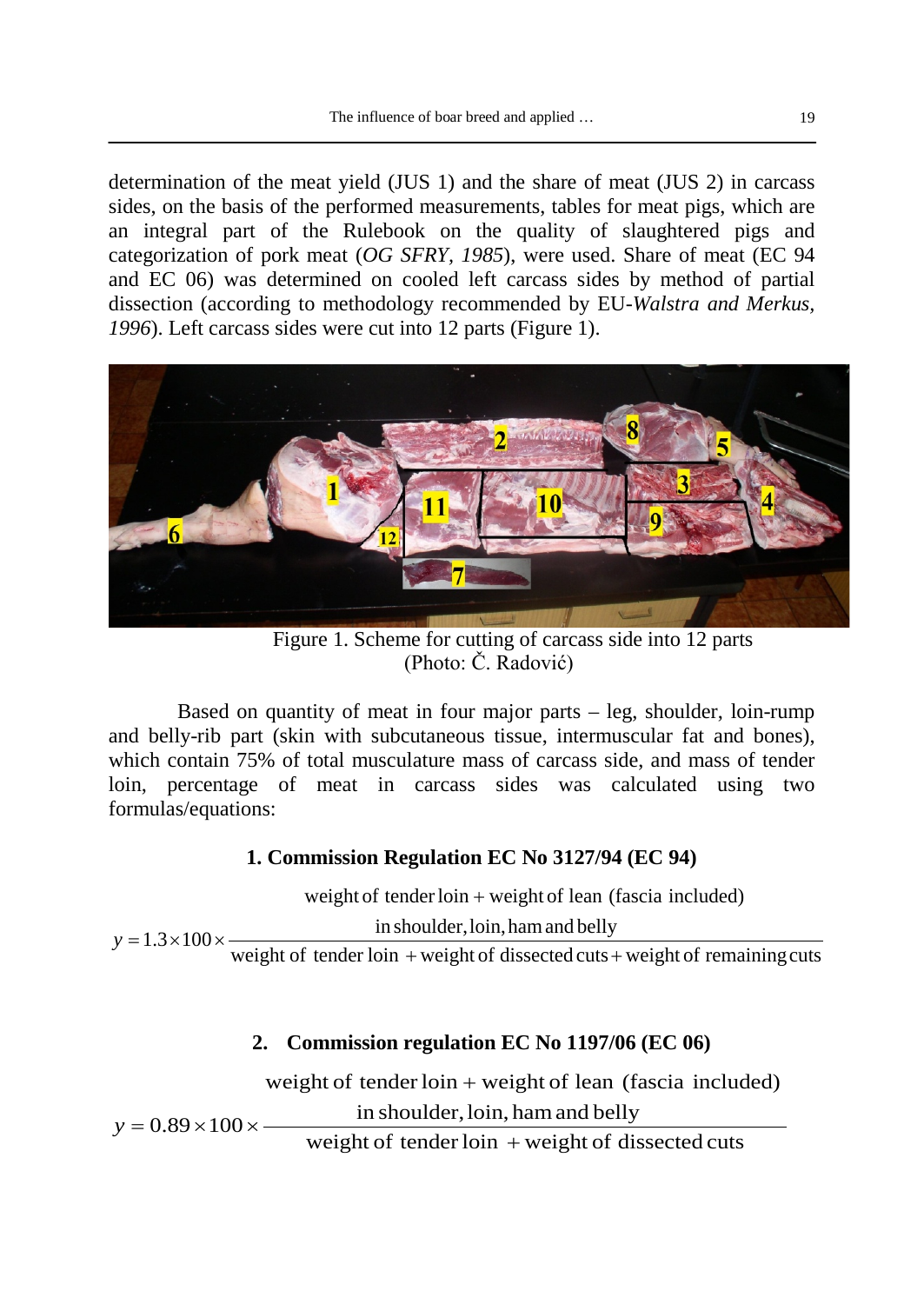determination of the meat yield (JUS 1) and the share of meat (JUS 2) in carcass sides, on the basis of the performed measurements, tables for meat pigs, which are an integral part of the Rulebook on the quality of slaughtered pigs and categorization of pork meat (*OG SFRY, 1985*), were used. Share of meat (EC 94 and EC 06) was determined on cooled left carcass sides by method of partial dissection (according to methodology recommended by EU-*Walstra and Merkus, 1996*). Left carcass sides were cut into 12 parts (Figure 1).

Figure 1. Scheme for cutting of carcass side into 12 parts (Photo: Č. Radović)

Based on quantity of meat in four major parts – leg, shoulder, loin-rump and belly-rib part (skin with subcutaneous tissue, intermuscular fat and bones), which contain 75% of total musculature mass of carcass side, and mass of tender loin, percentage of meat in carcass sides was calculated using two formulas/equations:

**1. Commission Regulation EC No 3127/94 (EC 94)**

$$y = 1.3 \times 100 \times \frac{\text{weight of tender loin} + \text{weight of lean (fascia included) in shoulder, loin, ham and belly}}{\text{weight of tender loin} + \text{weight of dissected cuts} + \text{weight of remaining cuts}}$$

**2. Commission regulation EC No 1197/06 (EC 06)**

$$y = 0.89 \times 100 \times \frac{\text{weight of tender loin} + \text{weight of lean (fascia included) in shoulder, loin, ham and belly}}{\text{weight of tender loin} + \text{weight of dissected cuts}}$$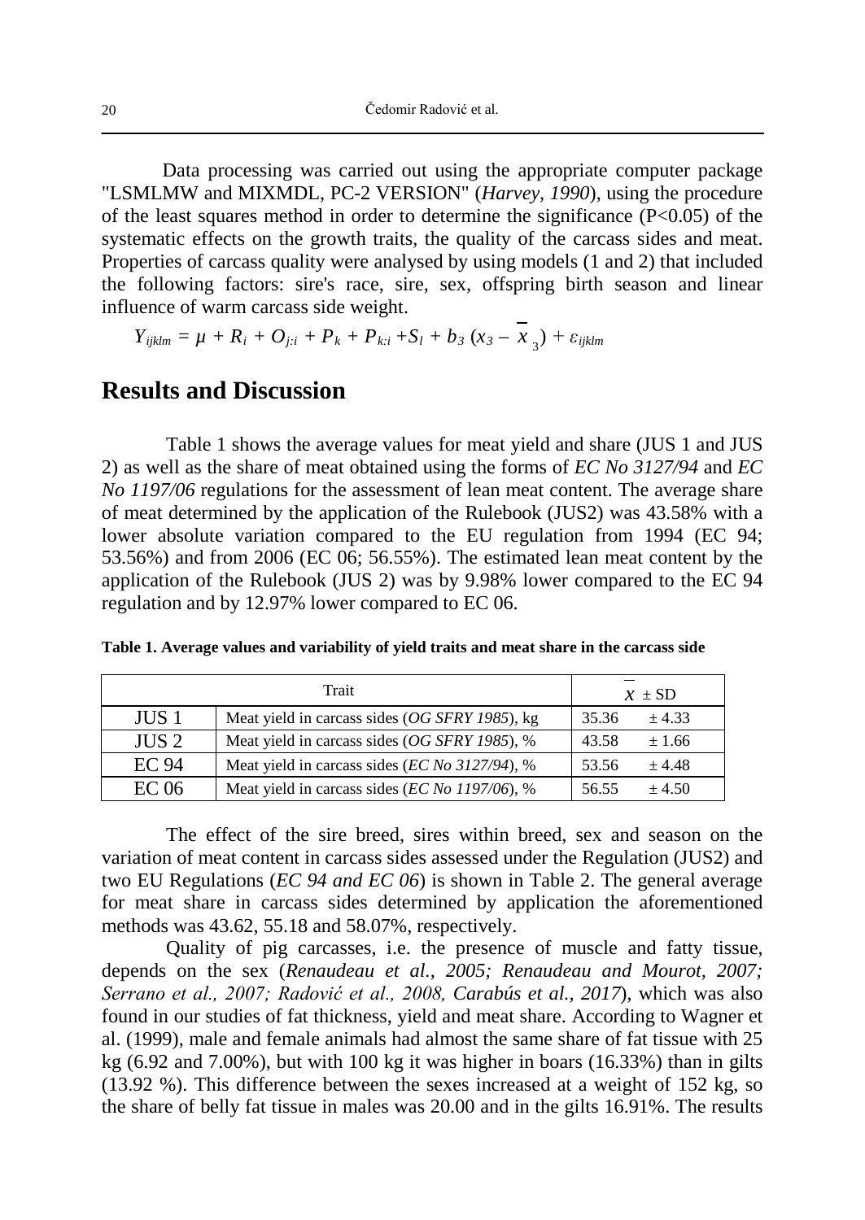Data processing was carried out using the appropriate computer package "LSMLMW and MIXMDL, PC-2 VERSION" (*Harvey*, *1990*), using the procedure of the least squares method in order to determine the significance ($P<0.05$) of the systematic effects on the growth traits, the quality of the carcass sides and meat. Properties of carcass quality were analysed by using models (1 and 2) that included the following factors: sire's race, sire, sex, offspring birth season and linear influence of warm carcass side weight.

$$Y_{ijklm} = \mu + R_i + O_{j:i} + P_k + P_{k:i} + S_l + b_3 (x_3 - \overline{x}_3) + \varepsilon_{ijklm}$$

## Results and Discussion

Table 1 shows the average values for meat yield and share (JUS 1 and JUS 2) as well as the share of meat obtained using the forms of *EC No 3127/94* and *EC No 1197/06* regulations for the assessment of lean meat content. The average share of meat determined by the application of the Rulebook (JUS2) was 43.58% with a lower absolute variation compared to the EU regulation from 1994 (EC 94; 53.56%) and from 2006 (EC 06; 56.55%). The estimated lean meat content by the application of the Rulebook (JUS 2) was by 9.98% lower compared to the EC 94 regulation and by 12.97% lower compared to EC 06.

**Table 1. Average values and variability of yield traits and meat share in the carcass side**

| Trait | | $\overline{x} \pm SD$ |
|---|---|---|
| JUS 1 | Meat yield in carcass sides (*OG SFRY 1985*), kg | 35.36 ± 4.33 |
| JUS 2 | Meat yield in carcass sides (*OG SFRY 1985*), % | 43.58 ± 1.66 |
| EC 94 | Meat yield in carcass sides (*EC No 3127/94*), % | 53.56 ± 4.48 |
| EC 06 | Meat yield in carcass sides (*EC No 1197/06*), % | 56.55 ± 4.50 |

The effect of the sire breed, sires within breed, sex and season on the variation of meat content in carcass sides assessed under the Regulation (JUS2) and two EU Regulations (*EC 94 and EC 06*) is shown in Table 2. The general average for meat share in carcass sides determined by application the aforementioned methods was 43.62, 55.18 and 58.07%, respectively.

Quality of pig carcasses, i.e. the presence of muscle and fatty tissue, depends on the sex (*Renaudeau et al., 2005; Renaudeau and Mourot, 2007; Serrano et al., 2007; Radović et al., 2008, Carabús et al., 2017*), which was also found in our studies of fat thickness, yield and meat share. According to Wagner et al. (1999), male and female animals had almost the same share of fat tissue with 25 kg (6.92 and 7.00%), but with 100 kg it was higher in boars (16.33%) than in gilts (13.92 %). This difference between the sexes increased at a weight of 152 kg, so the share of belly fat tissue in males was 20.00 and in the gilts 16.91%. The results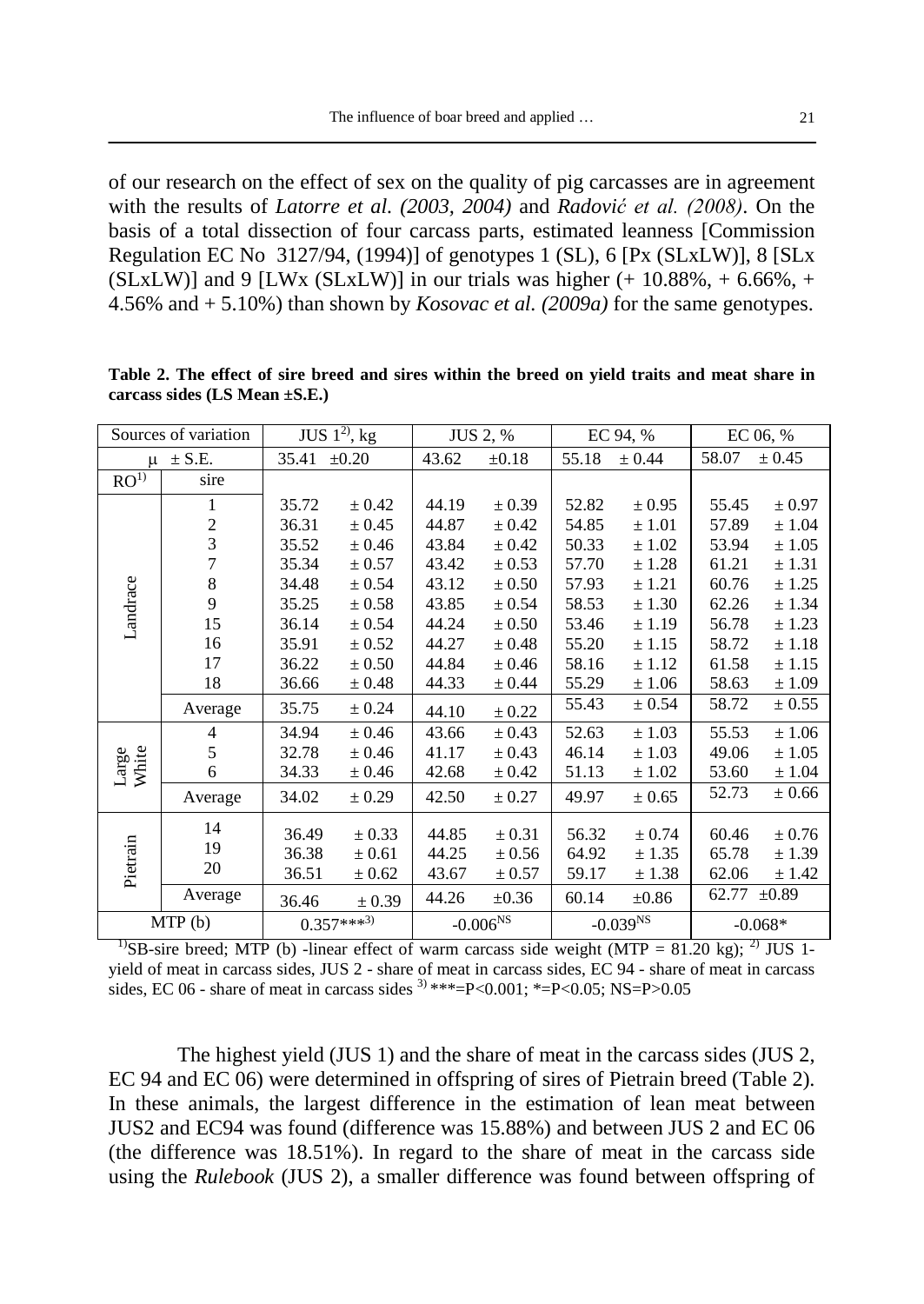of our research on the effect of sex on the quality of pig carcasses are in agreement with the results of *Latorre et al. (2003, 2004)* and *Radović et al. (2008)*. On the basis of a total dissection of four carcass parts, estimated leanness [Commission Regulation EC No 3127/94, (1994)] of genotypes 1 (SL), 6 [Px (SLxLW)], 8 [SLx (SLxLW)] and 9 [LWx (SLxLW)] in our trials was higher (+ 10.88%, + 6.66%, + 4.56% and + 5.10%) than shown by *Kosovac et al. (2009a)* for the same genotypes.

**Table 2. The effect of sire breed and sires within the breed on yield traits and meat share in carcass sides (LS Mean ±S.E.)**

| Sources of variation | | JUS 1[2], kg | | JUS 2, % | | EC 94, % | | EC 06, % | |
|---|---|---|---|---|---|---|---|---|---|
| μ ± S.E. | | 35.41 | ±0.20 | 43.62 | ±0.18 | 55.18 | ± 0.44 | 58.07 | ± 0.45 |
| RO[1] | sire | | | | | | | | |
| Landrace | 1 | 35.72 | ± 0.42 | 44.19 | ± 0.39 | 52.82 | ± 0.95 | 55.45 | ± 0.97 |
| | 2 | 36.31 | ± 0.45 | 44.87 | ± 0.42 | 54.85 | ± 1.01 | 57.89 | ± 1.04 |
| | 3 | 35.52 | ± 0.46 | 43.84 | ± 0.42 | 50.33 | ± 1.02 | 53.94 | ± 1.05 |
| | 7 | 35.34 | ± 0.57 | 43.42 | ± 0.53 | 57.70 | ± 1.28 | 61.21 | ± 1.31 |
| | 8 | 34.48 | ± 0.54 | 43.12 | ± 0.50 | 57.93 | ± 1.21 | 60.76 | ± 1.25 |
| | 9 | 35.25 | ± 0.58 | 43.85 | ± 0.54 | 58.53 | ± 1.30 | 62.26 | ± 1.34 |
| | 15 | 36.14 | ± 0.54 | 44.24 | ± 0.50 | 53.46 | ± 1.19 | 56.78 | ± 1.23 |
| | 16 | 35.91 | ± 0.52 | 44.27 | ± 0.48 | 55.20 | ± 1.15 | 58.72 | ± 1.18 |
| | 17 | 36.22 | ± 0.50 | 44.84 | ± 0.46 | 58.16 | ± 1.12 | 61.58 | ± 1.15 |
| | 18 | 36.66 | ± 0.48 | 44.33 | ± 0.44 | 55.29 | ± 1.06 | 58.63 | ± 1.09 |
| | Average | 35.75 | ± 0.24 | 44.10 | ± 0.22 | 55.43 | ± 0.54 | 58.72 | ± 0.55 |
| Large White | 4 | 34.94 | ± 0.46 | 43.66 | ± 0.43 | 52.63 | ± 1.03 | 55.53 | ± 1.06 |
| | 5 | 32.78 | ± 0.46 | 41.17 | ± 0.43 | 46.14 | ± 1.03 | 49.06 | ± 1.05 |
| | 6 | 34.33 | ± 0.46 | 42.68 | ± 0.42 | 51.13 | ± 1.02 | 53.60 | ± 1.04 |
| | Average | 34.02 | ± 0.29 | 42.50 | ± 0.27 | 49.97 | ± 0.65 | 52.73 | ± 0.66 |
| Pietrain | 14 | 36.49 | ± 0.33 | 44.85 | ± 0.31 | 56.32 | ± 0.74 | 60.46 | ± 0.76 |
| | 19 | 36.38 | ± 0.61 | 44.25 | ± 0.56 | 64.92 | ± 1.35 | 65.78 | ± 1.39 |
| | 20 | 36.51 | ± 0.62 | 43.67 | ± 0.57 | 59.17 | ± 1.38 | 62.06 | ± 1.42 |
| | Average | 36.46 | ± 0.39 | 44.26 | ±0.36 | 60.14 | ±0.86 | 62.77 | ±0.89 |
| MTP (b) | | 0.357***[3] | | -0.006[NS] | | -0.039[NS] | | -0.068* | |

[1]SB-sire breed; MTP (b) -linear effect of warm carcass side weight (MTP = 81.20 kg); [2] JUS 1-yield of meat in carcass sides, JUS 2 - share of meat in carcass sides, EC 94 - share of meat in carcass sides, EC 06 - share of meat in carcass sides [3] ***=P<0.001; *=P<0.05; NS=P>0.05

The highest yield (JUS 1) and the share of meat in the carcass sides (JUS 2, EC 94 and EC 06) were determined in offspring of sires of Pietrain breed (Table 2). In these animals, the largest difference in the estimation of lean meat between JUS2 and EC94 was found (difference was 15.88%) and between JUS 2 and EC 06 (the difference was 18.51%). In regard to the share of meat in the carcass side using the *Rulebook* (JUS 2), a smaller difference was found between offspring of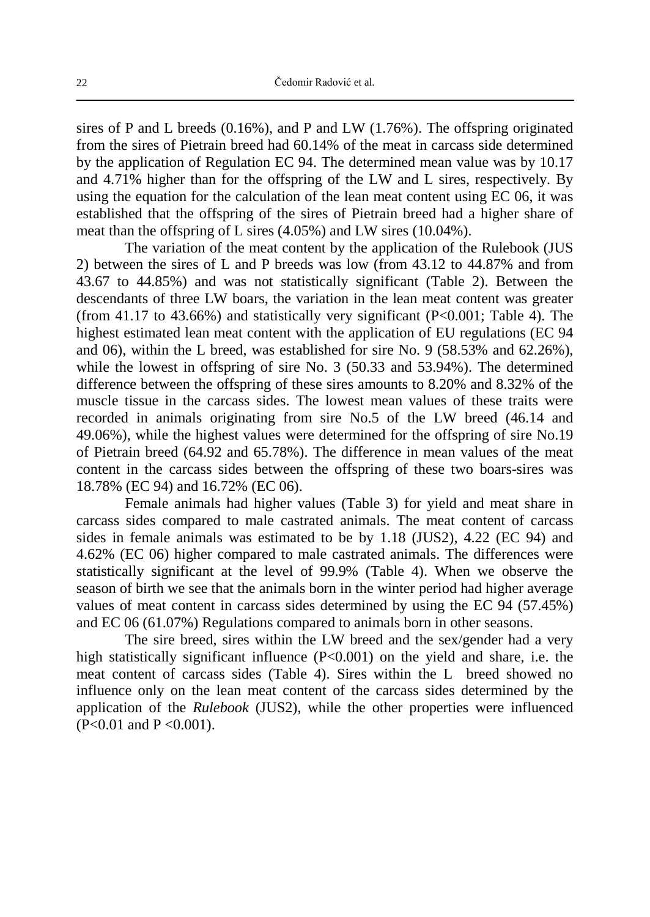sires of P and L breeds (0.16%), and P and LW (1.76%). The offspring originated from the sires of Pietrain breed had 60.14% of the meat in carcass side determined by the application of Regulation EC 94. The determined mean value was by 10.17 and 4.71% higher than for the offspring of the LW and L sires, respectively. By using the equation for the calculation of the lean meat content using EC 06, it was established that the offspring of the sires of Pietrain breed had a higher share of meat than the offspring of L sires (4.05%) and LW sires (10.04%).

The variation of the meat content by the application of the Rulebook (JUS 2) between the sires of L and P breeds was low (from 43.12 to 44.87% and from 43.67 to 44.85%) and was not statistically significant (Table 2). Between the descendants of three LW boars, the variation in the lean meat content was greater (from 41.17 to 43.66%) and statistically very significant (P<0.001; Table 4). The highest estimated lean meat content with the application of EU regulations (EC 94 and 06), within the L breed, was established for sire No. 9 (58.53% and 62.26%), while the lowest in offspring of sire No. 3 (50.33 and 53.94%). The determined difference between the offspring of these sires amounts to 8.20% and 8.32% of the muscle tissue in the carcass sides. The lowest mean values of these traits were recorded in animals originating from sire No.5 of the LW breed (46.14 and 49.06%), while the highest values were determined for the offspring of sire No.19 of Pietrain breed (64.92 and 65.78%). The difference in mean values of the meat content in the carcass sides between the offspring of these two boars-sires was 18.78% (EC 94) and 16.72% (EC 06).

Female animals had higher values (Table 3) for yield and meat share in carcass sides compared to male castrated animals. The meat content of carcass sides in female animals was estimated to be by 1.18 (JUS2), 4.22 (EC 94) and 4.62% (EC 06) higher compared to male castrated animals. The differences were statistically significant at the level of 99.9% (Table 4). When we observe the season of birth we see that the animals born in the winter period had higher average values of meat content in carcass sides determined by using the EC 94 (57.45%) and EC 06 (61.07%) Regulations compared to animals born in other seasons.

The sire breed, sires within the LW breed and the sex/gender had a very high statistically significant influence (P<0.001) on the yield and share, i.e. the meat content of carcass sides (Table 4). Sires within the L breed showed no influence only on the lean meat content of the carcass sides determined by the application of the *Rulebook* (JUS2), while the other properties were influenced (P<0.01 and P <0.001).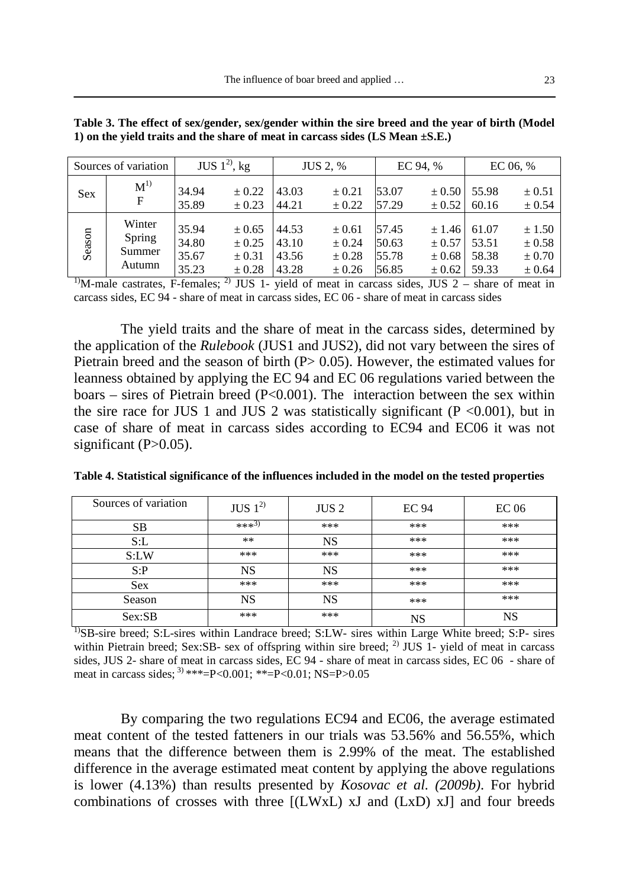**Table 3. The effect of sex/gender, sex/gender within the sire breed and the year of birth (Model 1) on the yield traits and the share of meat in carcass sides (LS Mean ±S.E.)**

| Sources of variation | | JUS 1[2], kg | | JUS 2, % | | EC 94, % | | EC 06, % | |
|---|---|---|---|---|---|---|---|---|---|
| Sex | M[1] | 34.94 | ± 0.22 | 43.03 | ± 0.21 | 53.07 | ± 0.50 | 55.98 | ± 0.51 |
| | F | 35.89 | ± 0.23 | 44.21 | ± 0.22 | 57.29 | ± 0.52 | 60.16 | ± 0.54 |
| Season | Winter | 35.94 | ± 0.65 | 44.53 | ± 0.61 | 57.45 | ± 1.46 | 61.07 | ± 1.50 |
| | Spring | 34.80 | ± 0.25 | 43.10 | ± 0.24 | 50.63 | ± 0.57 | 53.51 | ± 0.58 |
| | Summer | 35.67 | ± 0.31 | 43.56 | ± 0.28 | 55.78 | ± 0.68 | 58.38 | ± 0.70 |
| | Autumn | 35.23 | ± 0.28 | 43.28 | ± 0.26 | 56.85 | ± 0.62 | 59.33 | ± 0.64 |

[1]M-male castrates, F-females; [2] JUS 1- yield of meat in carcass sides, JUS 2 – share of meat in carcass sides, EC 94 - share of meat in carcass sides, EC 06 - share of meat in carcass sides

The yield traits and the share of meat in the carcass sides, determined by the application of the *Rulebook* (JUS1 and JUS2), did not vary between the sires of Pietrain breed and the season of birth (P> 0.05). However, the estimated values for leanness obtained by applying the EC 94 and EC 06 regulations varied between the boars – sires of Pietrain breed (P<0.001). The interaction between the sex within the sire race for JUS 1 and JUS 2 was statistically significant (P <0.001), but in case of share of meat in carcass sides according to EC94 and EC06 it was not significant (P>0.05).

**Table 4. Statistical significance of the influences included in the model on the tested properties**

| Sources of variation | JUS 1[2] | JUS 2 | EC 94 | EC 06 |
|---|---|---|---|---|
| SB | ***[3] | *** | *** | *** |
| S:L | ** | NS | *** | *** |
| S:LW | *** | *** | *** | *** |
| S:P | NS | NS | *** | *** |
| Sex | *** | *** | *** | *** |
| Season | NS | NS | *** | *** |
| Sex:SB | *** | *** | NS | NS |

[1]SB-sire breed; S:L-sires within Landrace breed; S:LW- sires within Large White breed; S:P- sires within Pietrain breed; Sex:SB- sex of offspring within sire breed; [2] JUS 1- yield of meat in carcass sides, JUS 2- share of meat in carcass sides, EC 94 - share of meat in carcass sides, EC 06 - share of meat in carcass sides; [3] ***=P<0.001; **=P<0.01; NS=P>0.05

By comparing the two regulations EC94 and EC06, the average estimated meat content of the tested fatteners in our trials was 53.56% and 56.55%, which means that the difference between them is 2.99% of the meat. The established difference in the average estimated meat content by applying the above regulations is lower (4.13%) than results presented by *Kosovac et al. (2009b)*. For hybrid combinations of crosses with three [(LWxL) xJ and (LxD) xJ] and four breeds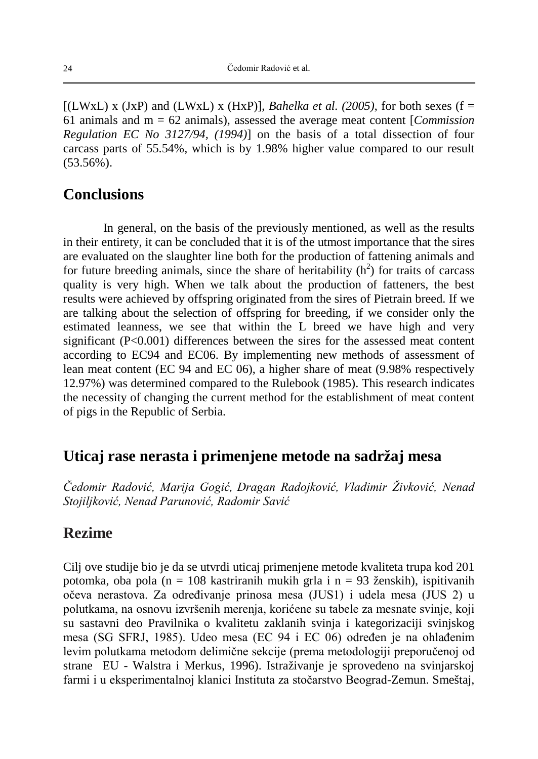[(LWxL) x (JxP) and (LWxL) x (HxP)], *Bahelka et al. (2005)*, for both sexes (f = 61 animals and m = 62 animals), assessed the average meat content [*Commission Regulation EC No 3127/94, (1994)*] on the basis of a total dissection of four carcass parts of 55.54%, which is by 1.98% higher value compared to our result (53.56%).

## Conclusions

In general, on the basis of the previously mentioned, as well as the results in their entirety, it can be concluded that it is of the utmost importance that the sires are evaluated on the slaughter line both for the production of fattening animals and for future breeding animals, since the share of heritability ($h^2$) for traits of carcass quality is very high. When we talk about the production of fatteners, the best results were achieved by offspring originated from the sires of Pietrain breed. If we are talking about the selection of offspring for breeding, if we consider only the estimated leanness, we see that within the L breed we have high and very significant ($P<0.001$) differences between the sires for the assessed meat content according to EC94 and EC06. By implementing new methods of assessment of lean meat content (EC 94 and EC 06), a higher share of meat (9.98% respectively 12.97%) was determined compared to the Rulebook (1985). This research indicates the necessity of changing the current method for the establishment of meat content of pigs in the Republic of Serbia.

# Uticaj rase nerasta i primenjene metode na sadržaj mesa

*Čedomir Radović, Marija Gogić, Dragan Radojković, Vladimir Živković, Nenad Stojiljković, Nenad Parunović, Radomir Savić*

## Rezime

Cilj ove studije bio je da se utvrdi uticaj primenjene metode kvaliteta trupa kod 201 potomka, oba pola (n = 108 kastriranih mukih grla i n = 93 ženskih), ispitivanih očeva nerastova. Za određivanje prinosa mesa (JUS1) i udela mesa (JUS 2) u polutkama, na osnovu izvršenih merenja, korićene su tabele za mesnate svinje, koji su sastavni deo Pravilnika o kvalitetu zaklanih svinja i kategorizaciji svinjskog mesa (SG SFRJ, 1985). Udeo mesa (EC 94 i EC 06) određen je na ohlađenim levim polutkama metodom delimične sekcije (prema metodologiji preporučenoj od strane EU - Walstra i Merkus, 1996). Istraživanje je sprovedeno na svinjarskoj farmi i u eksperimentalnoj klanici Instituta za stočarstvo Beograd-Zemun. Smeštaj,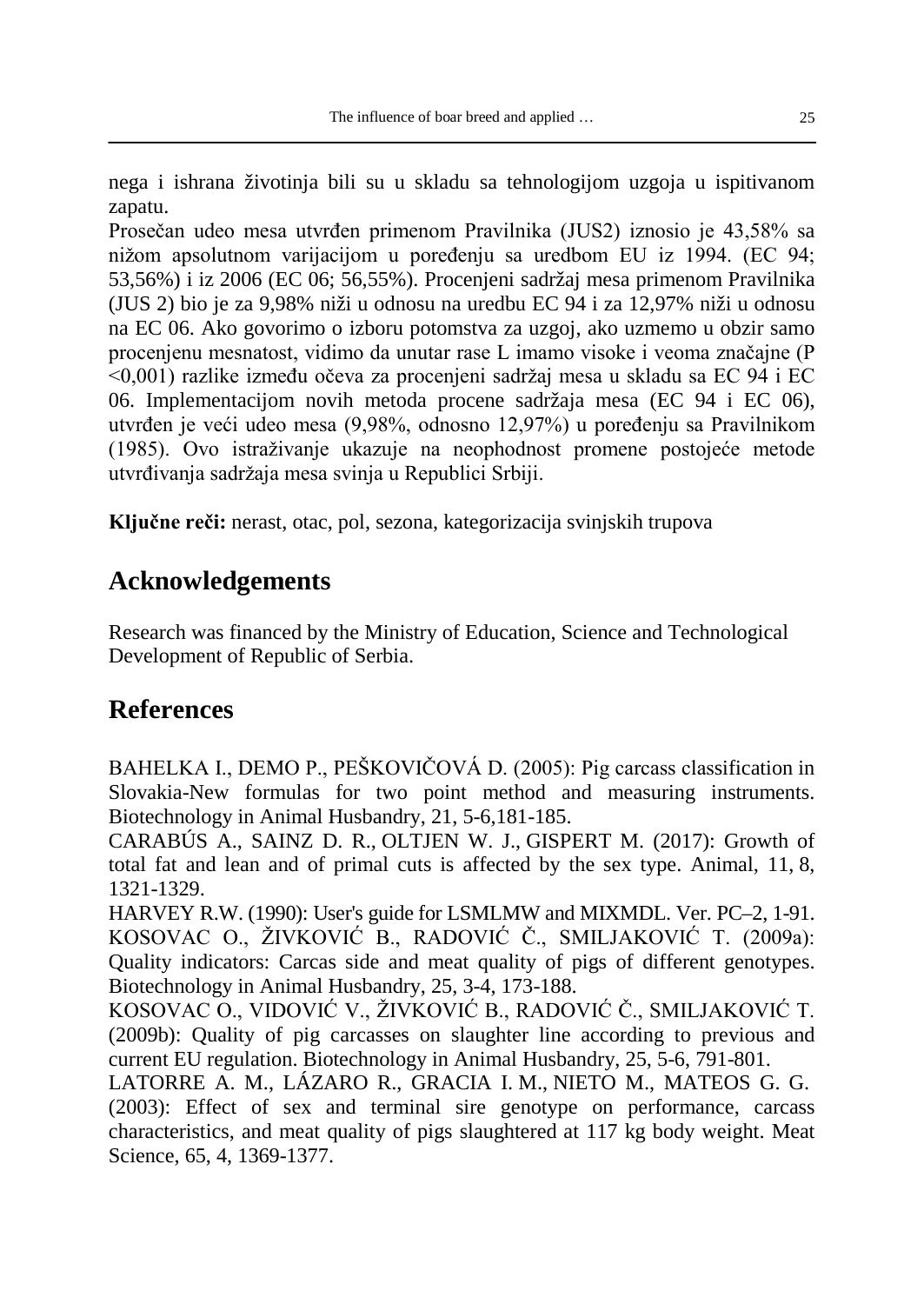nega i ishrana životinja bili su u skladu sa tehnologijom uzgoja u ispitivanom zapatu.

Prosečan udeo mesa utvrđen primenom Pravilnika (JUS2) iznosio je 43,58% sa nižom apsolutnom varijacijom u poređenju sa uredbom EU iz 1994. (EC 94; 53,56%) i iz 2006 (EC 06; 56,55%). Procenjeni sadržaj mesa primenom Pravilnika (JUS 2) bio je za 9,98% niži u odnosu na uredbu EC 94 i za 12,97% niži u odnosu na EC 06. Ako govorimo o izboru potomstva za uzgoj, ako uzmemo u obzir samo procenjenu mesnatost, vidimo da unutar rase L imamo visoke i veoma značajne (P <0,001) razlike između očeva za procenjeni sadržaj mesa u skladu sa EC 94 i EC 06. Implementacijom novih metoda procene sadržaja mesa (EC 94 i EC 06), utvrđen je veći udeo mesa (9,98%, odnosno 12,97%) u poređenju sa Pravilnikom (1985). Ovo istraživanje ukazuje na neophodnost promene postojeće metode utvrđivanja sadržaja mesa svinja u Republici Srbiji.

**Ključne reči:** nerast, otac, pol, sezona, kategorizacija svinjskih trupova

## Acknowledgements

Research was financed by the Ministry of Education, Science and Technological Development of Republic of Serbia.

## References

BAHELKA I., DEMO P., PEŠKOVIČOVÁ D. (2005): Pig carcass classification in Slovakia-New formulas for two point method and measuring instruments. Biotechnology in Animal Husbandry, 21, 5-6,181-185.

CARABÚS A., SAINZ D. R., OLTJEN W. J., GISPERT M. (2017): Growth of total fat and lean and of primal cuts is affected by the sex type. Animal, 11, 8, 1321-1329.

HARVEY R.W. (1990): User's guide for LSMLMW and MIXMDL. Ver. PC–2, 1-91.

KOSOVAC O., ŽIVKOVIĆ B., RADOVIĆ Č., SMILJAKOVIĆ T. (2009a): Quality indicators: Carcas side and meat quality of pigs of different genotypes. Biotechnology in Animal Husbandry, 25, 3-4, 173-188.

KOSOVAC O., VIDOVIĆ V., ŽIVKOVIĆ B., RADOVIĆ Č., SMILJAKOVIĆ T. (2009b): Quality of pig carcasses on slaughter line according to previous and current EU regulation. Biotechnology in Animal Husbandry, 25, 5-6, 791-801.

LATORRE A. M., LÁZARO R., GRACIA I. M., NIETO M., MATEOS G. G. (2003): Effect of sex and terminal sire genotype on performance, carcass characteristics, and meat quality of pigs slaughtered at 117 kg body weight. Meat Science, 65, 4, 1369-1377.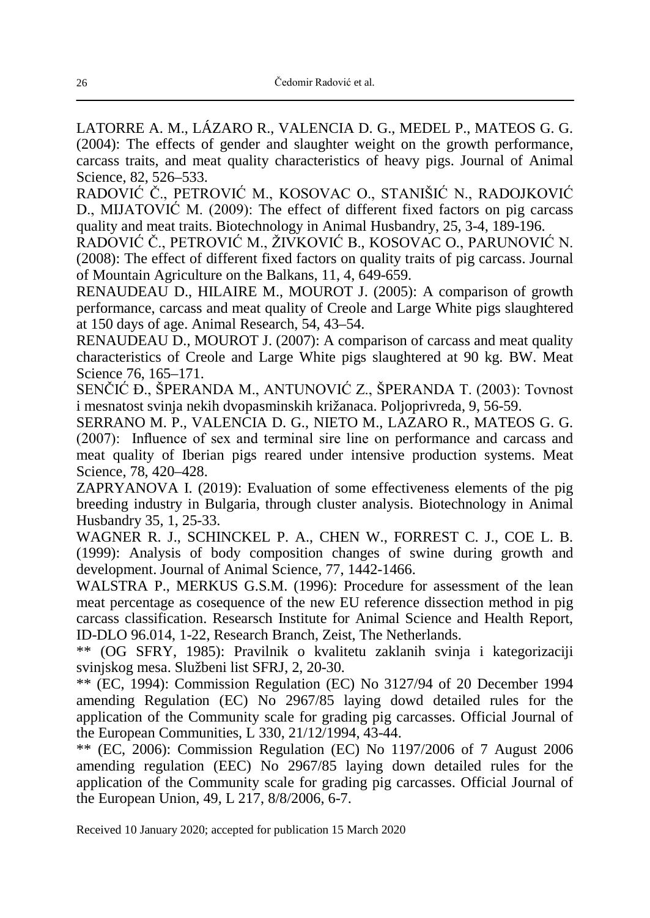LATORRE A. M., LÁZARO R., VALENCIA D. G., MEDEL P., MATEOS G. G. (2004): The effects of gender and slaughter weight on the growth performance, carcass traits, and meat quality characteristics of heavy pigs. Journal of Animal Science, 82, 526–533.

RADOVIĆ Č., PETROVIĆ M., KOSOVAC O., STANIŠIĆ N., RADOJKOVIĆ D., MIJATOVIĆ M. (2009): The effect of different fixed factors on pig carcass quality and meat traits. Biotechnology in Animal Husbandry, 25, 3-4, 189-196.

RADOVIĆ Č., PETROVIĆ M., ŽIVKOVIĆ B., KOSOVAC O., PARUNOVIĆ N. (2008): The effect of different fixed factors on quality traits of pig carcass. Journal of Mountain Agriculture on the Balkans, 11, 4, 649-659.

RENAUDEAU D., HILAIRE M., MOUROT J. (2005): A comparison of growth performance, carcass and meat quality of Creole and Large White pigs slaughtered at 150 days of age. Animal Research, 54, 43–54.

RENAUDEAU D., MOUROT J. (2007): A comparison of carcass and meat quality characteristics of Creole and Large White pigs slaughtered at 90 kg. BW. Meat Science 76, 165–171.

SENČIĆ Đ., ŠPERANDA M., ANTUNOVIĆ Z., ŠPERANDA T. (2003): Tovnost i mesnatost svinja nekih dvopasminskih križanaca. Poljoprivreda, 9, 56-59.

SERRANO M. P., VALENCIA D. G., NIETO M., LAZARO R., MATEOS G. G. (2007): Influence of sex and terminal sire line on performance and carcass and meat quality of Iberian pigs reared under intensive production systems. Meat Science, 78, 420–428.

ZAPRYANOVA I. (2019): Evaluation of some effectiveness elements of the pig breeding industry in Bulgaria, through cluster analysis. Biotechnology in Animal Husbandry 35, 1, 25-33.

WAGNER R. J., SCHINCKEL P. A., CHEN W., FORREST C. J., COE L. B. (1999): Analysis of body composition changes of swine during growth and development. Journal of Animal Science, 77, 1442-1466.

WALSTRA P., MERKUS G.S.M. (1996): Procedure for assessment of the lean meat percentage as cosequence of the new EU reference dissection method in pig carcass classification. Researsch Institute for Animal Science and Health Report, ID-DLO 96.014, 1-22, Research Branch, Zeist, The Netherlands.

** (OG SFRY, 1985): Pravilnik o kvalitetu zaklanih svinja i kategorizaciji svinjskog mesa. Službeni list SFRJ, 2, 20-30.

** (EC, 1994): Commission Regulation (EC) No 3127/94 of 20 December 1994 amending Regulation (EC) No 2967/85 laying dowd detailed rules for the application of the Community scale for grading pig carcasses. Official Journal of the European Communities, L 330, 21/12/1994, 43-44.

** (EC, 2006): Commission Regulation (EC) No 1197/2006 of 7 August 2006 amending regulation (EEC) No 2967/85 laying down detailed rules for the application of the Community scale for grading pig carcasses. Official Journal of the European Union, 49, L 217, 8/8/2006, 6-7.

Received 10 January 2020; accepted for publication 15 March 2020